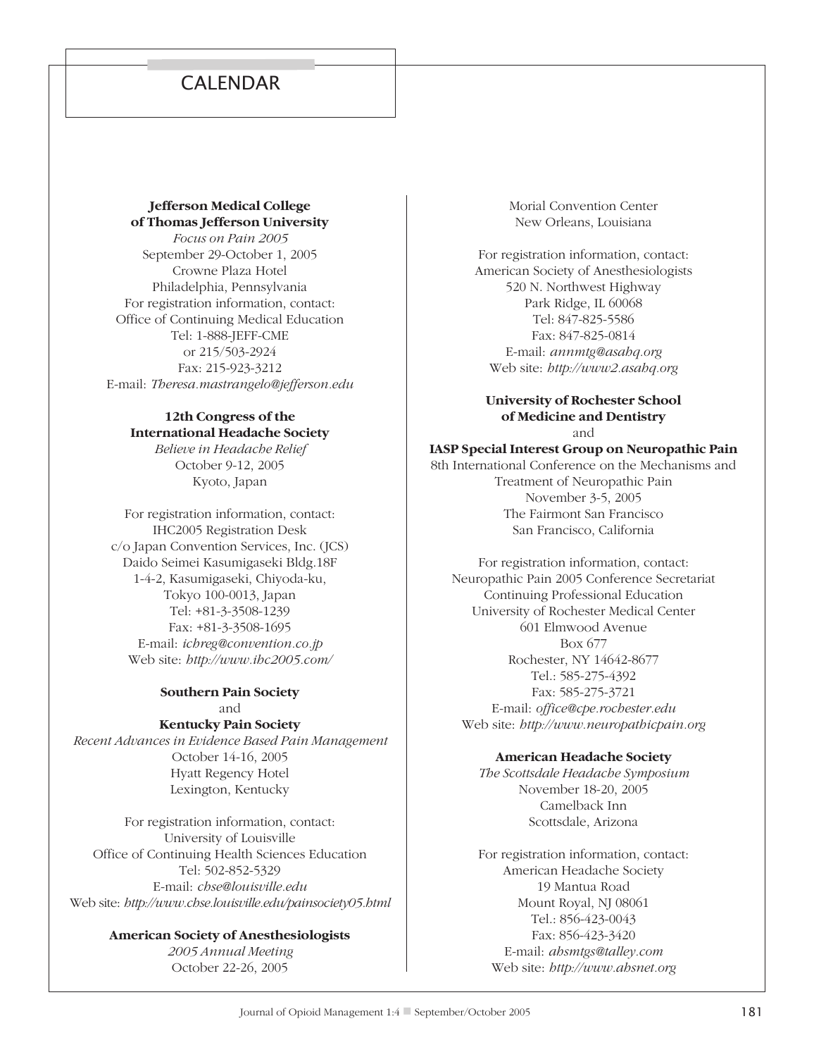# CALENDAR

**Jefferson Medical College of Thomas Jefferson University**
*Focus on Pain 2005*
September 29-October 1, 2005
Crowne Plaza Hotel
Philadelphia, Pennsylvania
For registration information, contact:
Office of Continuing Medical Education
Tel: 1-888-JEFF-CME
or 215/503-2924
Fax: 215-923-3212
E-mail: *Theresa.mastrangelo@jefferson.edu*

**12th Congress of the International Headache Society**
*Believe in Headache Relief*
October 9-12, 2005
Kyoto, Japan

For registration information, contact:
IHC2005 Registration Desk
c/o Japan Convention Services, Inc. (JCS)
Daido Seimei Kasumigaseki Bldg.18F
1-4-2, Kasumigaseki, Chiyoda-ku,
Tokyo 100-0013, Japan
Tel: +81-3-3508-1239
Fax: +81-3-3508-1695
E-mail: *ichreg@convention.co.jp*
Web site: *http://www.ihc2005.com/*

**Southern Pain Society**
and
**Kentucky Pain Society**
*Recent Advances in Evidence Based Pain Management*
October 14-16, 2005
Hyatt Regency Hotel
Lexington, Kentucky

For registration information, contact:
University of Louisville
Office of Continuing Health Sciences Education
Tel: 502-852-5329
E-mail: *chse@louisville.edu*
Web site: *http://www.chse.louisville.edu/painsociety05.html*

**American Society of Anesthesiologists**
*2005 Annual Meeting*
October 22-26, 2005
Morial Convention Center
New Orleans, Louisiana

For registration information, contact:
American Society of Anesthesiologists
520 N. Northwest Highway
Park Ridge, IL 60068
Tel: 847-825-5586
Fax: 847-825-0814
E-mail: *annmtg@asahq.org*
Web site: *http://www2.asahq.org*

**University of Rochester School of Medicine and Dentistry**
and
**IASP Special Interest Group on Neuropathic Pain**
8th International Conference on the Mechanisms and Treatment of Neuropathic Pain
November 3-5, 2005
The Fairmont San Francisco
San Francisco, California

For registration information, contact:
Neuropathic Pain 2005 Conference Secretariat
Continuing Professional Education
University of Rochester Medical Center
601 Elmwood Avenue
Box 677
Rochester, NY 14642-8677
Tel.: 585-275-4392
Fax: 585-275-3721
E-mail: *office@cpe.rochester.edu*
Web site: *http://www.neuropathicpain.org*

**American Headache Society**
*The Scottsdale Headache Symposium*
November 18-20, 2005
Camelback Inn
Scottsdale, Arizona

For registration information, contact:
American Headache Society
19 Mantua Road
Mount Royal, NJ 08061
Tel.: 856-423-0043
Fax: 856-423-3420
E-mail: *ahsmtgs@talley.com*
Web site: *http://www.ahsnet.org*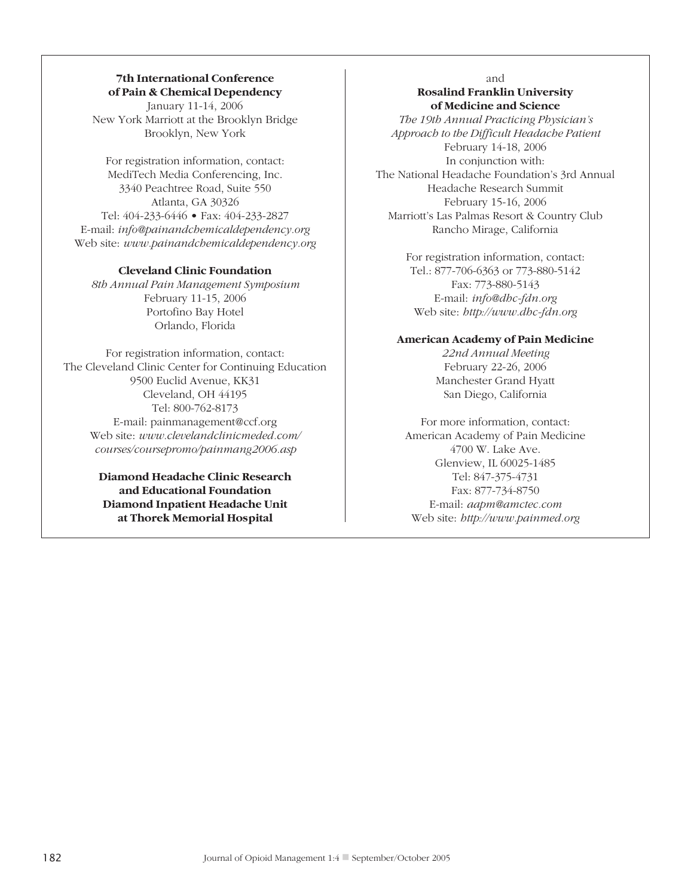**7th International Conference of Pain & Chemical Dependency**
January 11-14, 2006
New York Marriott at the Brooklyn Bridge
Brooklyn, New York

For registration information, contact:
MediTech Media Conferencing, Inc.
3340 Peachtree Road, Suite 550
Atlanta, GA 30326
Tel: 404-233-6446 • Fax: 404-233-2827
E-mail: *info@painandchemicaldependency.org*
Web site: *www.painandchemicaldependency.org*

**Cleveland Clinic Foundation**
*8th Annual Pain Management Symposium*
February 11-15, 2006
Portofino Bay Hotel
Orlando, Florida

For registration information, contact:
The Cleveland Clinic Center for Continuing Education
9500 Euclid Avenue, KK31
Cleveland, OH 44195
Tel: 800-762-8173
E-mail: painmanagement@ccf.org
Web site: *www.clevelandclinicmeded.com/courses/coursepromo/painmang2006.asp*

**Diamond Headache Clinic Research and Educational Foundation**
**Diamond Inpatient Headache Unit at Thorek Memorial Hospital**
and
**Rosalind Franklin University of Medicine and Science**
*The 19th Annual Practicing Physician's Approach to the Difficult Headache Patient*
February 14-18, 2006
In conjunction with:
The National Headache Foundation's 3rd Annual Headache Research Summit
February 15-16, 2006
Marriott's Las Palmas Resort & Country Club
Rancho Mirage, California

For registration information, contact:
Tel.: 877-706-6363 or 773-880-5142
Fax: 773-880-5143
E-mail: *info@dhc-fdn.org*
Web site: *http://www.dhc-fdn.org*

**American Academy of Pain Medicine**
*22nd Annual Meeting*
February 22-26, 2006
Manchester Grand Hyatt
San Diego, California

For more information, contact:
American Academy of Pain Medicine
4700 W. Lake Ave.
Glenview, IL 60025-1485
Tel: 847-375-4731
Fax: 877-734-8750
E-mail: *aapm@amctec.com*
Web site: *http://www.painmed.org*